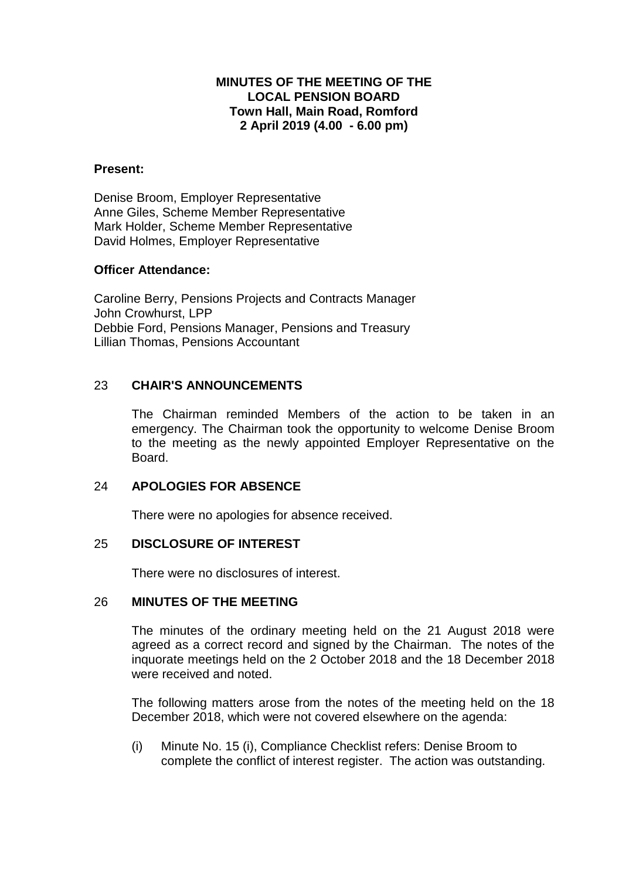# MINUTES OF THE MEETING OF THE LOCAL PENSION BOARD
**Town Hall, Main Road, Romford**
**2 April 2019 (4.00 - 6.00 pm)**

**Present:**

Denise Broom, Employer Representative
Anne Giles, Scheme Member Representative
Mark Holder, Scheme Member Representative
David Holmes, Employer Representative

**Officer Attendance:**

Caroline Berry, Pensions Projects and Contracts Manager
John Crowhurst, LPP
Debbie Ford, Pensions Manager, Pensions and Treasury
Lillian Thomas, Pensions Accountant

## 23 CHAIR'S ANNOUNCEMENTS

The Chairman reminded Members of the action to be taken in an emergency. The Chairman took the opportunity to welcome Denise Broom to the meeting as the newly appointed Employer Representative on the Board.

## 24 APOLOGIES FOR ABSENCE

There were no apologies for absence received.

## 25 DISCLOSURE OF INTEREST

There were no disclosures of interest.

## 26 MINUTES OF THE MEETING

The minutes of the ordinary meeting held on the 21 August 2018 were agreed as a correct record and signed by the Chairman. The notes of the inquorate meetings held on the 2 October 2018 and the 18 December 2018 were received and noted.

The following matters arose from the notes of the meeting held on the 18 December 2018, which were not covered elsewhere on the agenda:

(i) Minute No. 15 (i), Compliance Checklist refers: Denise Broom to complete the conflict of interest register. The action was outstanding.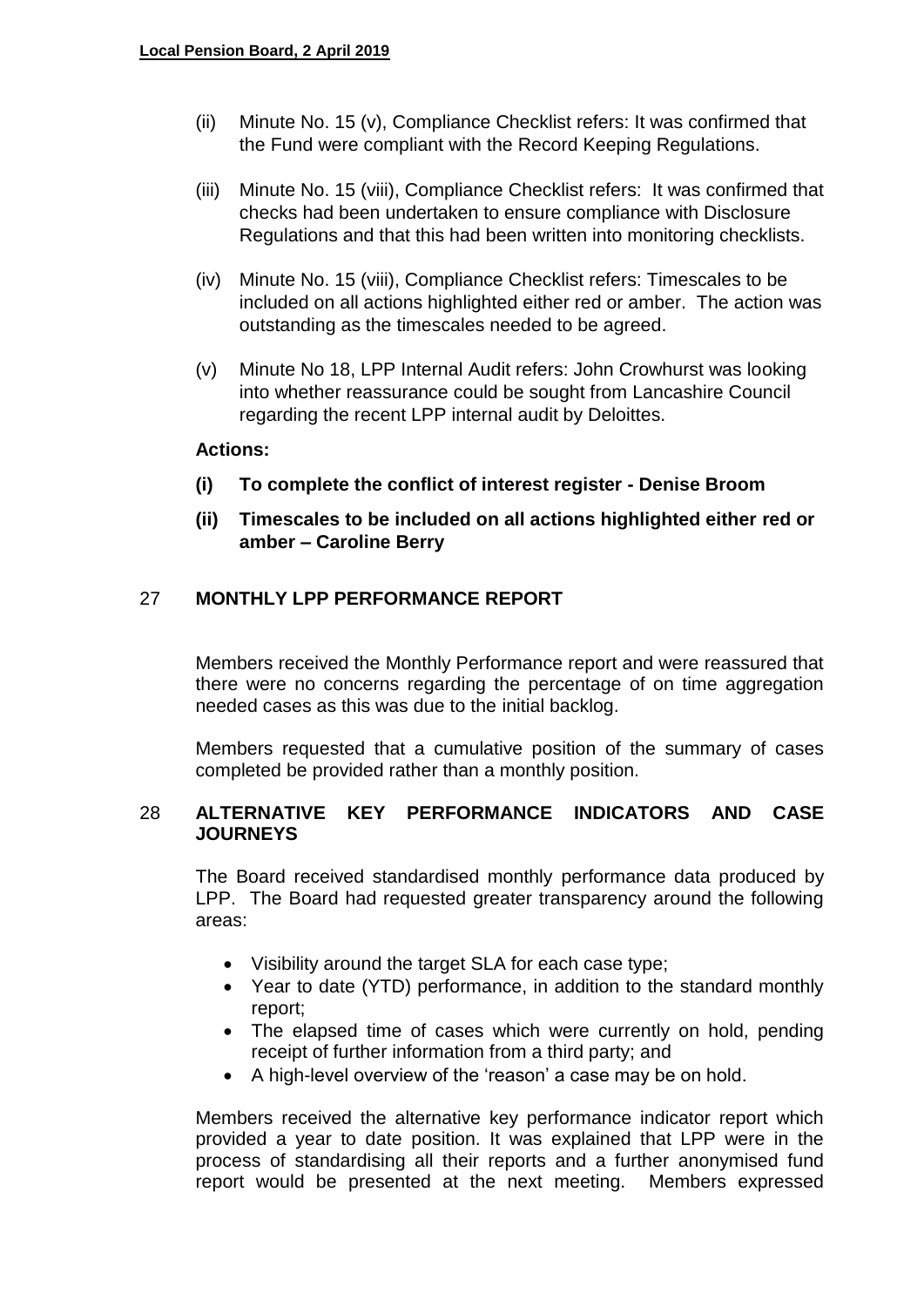(ii) Minute No. 15 (v), Compliance Checklist refers: It was confirmed that the Fund were compliant with the Record Keeping Regulations.

(iii) Minute No. 15 (viii), Compliance Checklist refers: It was confirmed that checks had been undertaken to ensure compliance with Disclosure Regulations and that this had been written into monitoring checklists.

(iv) Minute No. 15 (viii), Compliance Checklist refers: Timescales to be included on all actions highlighted either red or amber. The action was outstanding as the timescales needed to be agreed.

(v) Minute No 18, LPP Internal Audit refers: John Crowhurst was looking into whether reassurance could be sought from Lancashire Council regarding the recent LPP internal audit by Deloittes.

**Actions:**

**(i) To complete the conflict of interest register - Denise Broom**

**(ii) Timescales to be included on all actions highlighted either red or amber – Caroline Berry**

## 27 MONTHLY LPP PERFORMANCE REPORT

Members received the Monthly Performance report and were reassured that there were no concerns regarding the percentage of on time aggregation needed cases as this was due to the initial backlog.

Members requested that a cumulative position of the summary of cases completed be provided rather than a monthly position.

## 28 ALTERNATIVE KEY PERFORMANCE INDICATORS AND CASE JOURNEYS

The Board received standardised monthly performance data produced by LPP. The Board had requested greater transparency around the following areas:

- Visibility around the target SLA for each case type;
- Year to date (YTD) performance, in addition to the standard monthly report;
- The elapsed time of cases which were currently on hold, pending receipt of further information from a third party; and
- A high-level overview of the 'reason' a case may be on hold.

Members received the alternative key performance indicator report which provided a year to date position. It was explained that LPP were in the process of standardising all their reports and a further anonymised fund report would be presented at the next meeting. Members expressed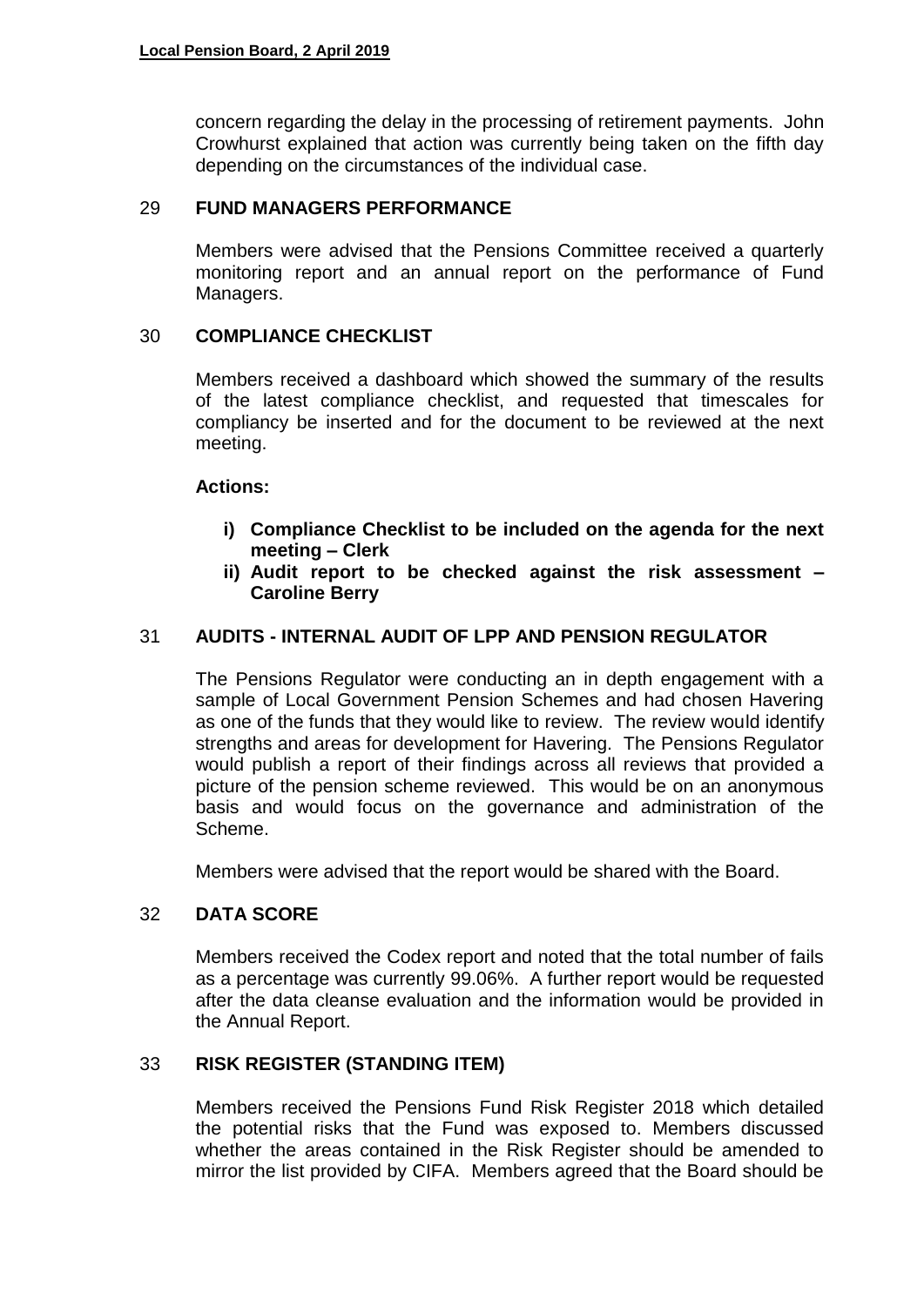concern regarding the delay in the processing of retirement payments. John Crowhurst explained that action was currently being taken on the fifth day depending on the circumstances of the individual case.

## 29 FUND MANAGERS PERFORMANCE

Members were advised that the Pensions Committee received a quarterly monitoring report and an annual report on the performance of Fund Managers.

## 30 COMPLIANCE CHECKLIST

Members received a dashboard which showed the summary of the results of the latest compliance checklist, and requested that timescales for compliancy be inserted and for the document to be reviewed at the next meeting.

**Actions:**

i) **Compliance Checklist to be included on the agenda for the next meeting – Clerk**
ii) **Audit report to be checked against the risk assessment – Caroline Berry**

## 31 AUDITS - INTERNAL AUDIT OF LPP AND PENSION REGULATOR

The Pensions Regulator were conducting an in depth engagement with a sample of Local Government Pension Schemes and had chosen Havering as one of the funds that they would like to review. The review would identify strengths and areas for development for Havering. The Pensions Regulator would publish a report of their findings across all reviews that provided a picture of the pension scheme reviewed. This would be on an anonymous basis and would focus on the governance and administration of the Scheme.

Members were advised that the report would be shared with the Board.

## 32 DATA SCORE

Members received the Codex report and noted that the total number of fails as a percentage was currently 99.06%. A further report would be requested after the data cleanse evaluation and the information would be provided in the Annual Report.

## 33 RISK REGISTER (STANDING ITEM)

Members received the Pensions Fund Risk Register 2018 which detailed the potential risks that the Fund was exposed to. Members discussed whether the areas contained in the Risk Register should be amended to mirror the list provided by CIFA. Members agreed that the Board should be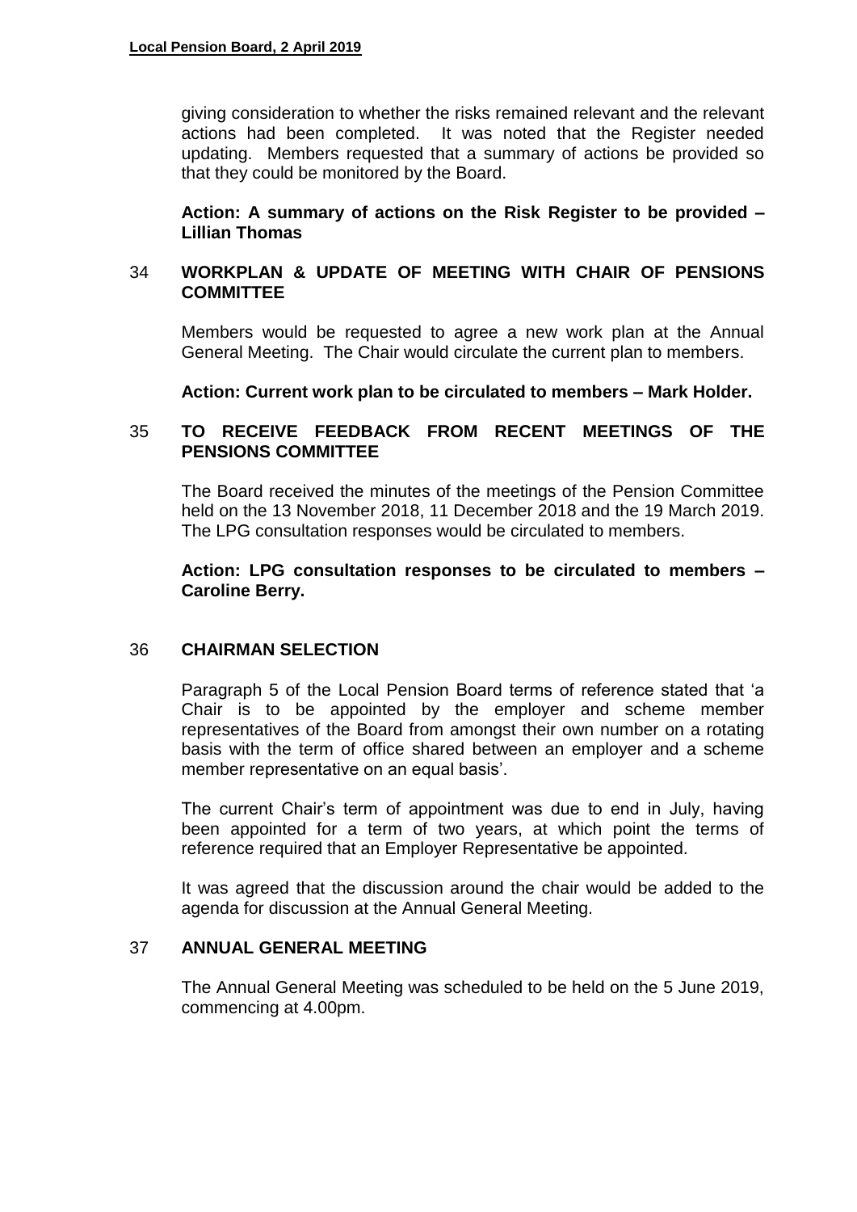giving consideration to whether the risks remained relevant and the relevant actions had been completed. It was noted that the Register needed updating. Members requested that a summary of actions be provided so that they could be monitored by the Board.

**Action: A summary of actions on the Risk Register to be provided – Lillian Thomas**

## 34 WORKPLAN & UPDATE OF MEETING WITH CHAIR OF PENSIONS COMMITTEE

Members would be requested to agree a new work plan at the Annual General Meeting. The Chair would circulate the current plan to members.

**Action: Current work plan to be circulated to members – Mark Holder.**

## 35 TO RECEIVE FEEDBACK FROM RECENT MEETINGS OF THE PENSIONS COMMITTEE

The Board received the minutes of the meetings of the Pension Committee held on the 13 November 2018, 11 December 2018 and the 19 March 2019. The LPG consultation responses would be circulated to members.

**Action: LPG consultation responses to be circulated to members – Caroline Berry.**

## 36 CHAIRMAN SELECTION

Paragraph 5 of the Local Pension Board terms of reference stated that 'a Chair is to be appointed by the employer and scheme member representatives of the Board from amongst their own number on a rotating basis with the term of office shared between an employer and a scheme member representative on an equal basis'.

The current Chair's term of appointment was due to end in July, having been appointed for a term of two years, at which point the terms of reference required that an Employer Representative be appointed.

It was agreed that the discussion around the chair would be added to the agenda for discussion at the Annual General Meeting.

## 37 ANNUAL GENERAL MEETING

The Annual General Meeting was scheduled to be held on the 5 June 2019, commencing at 4.00pm.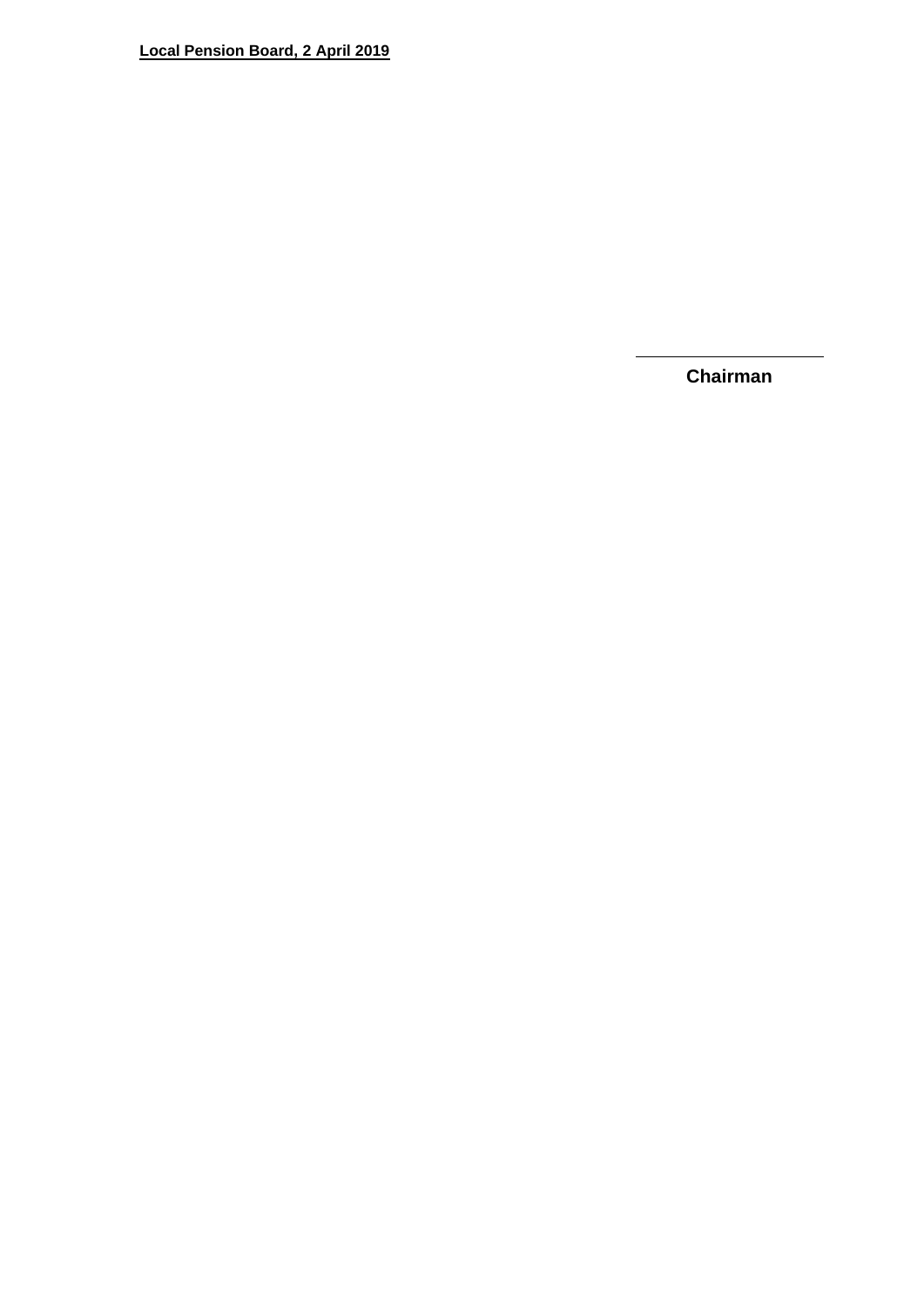\_\_\_\_\_\_\_\_\_\_\_\_\_\_\_\_\_\_\_\_

**Chairman**